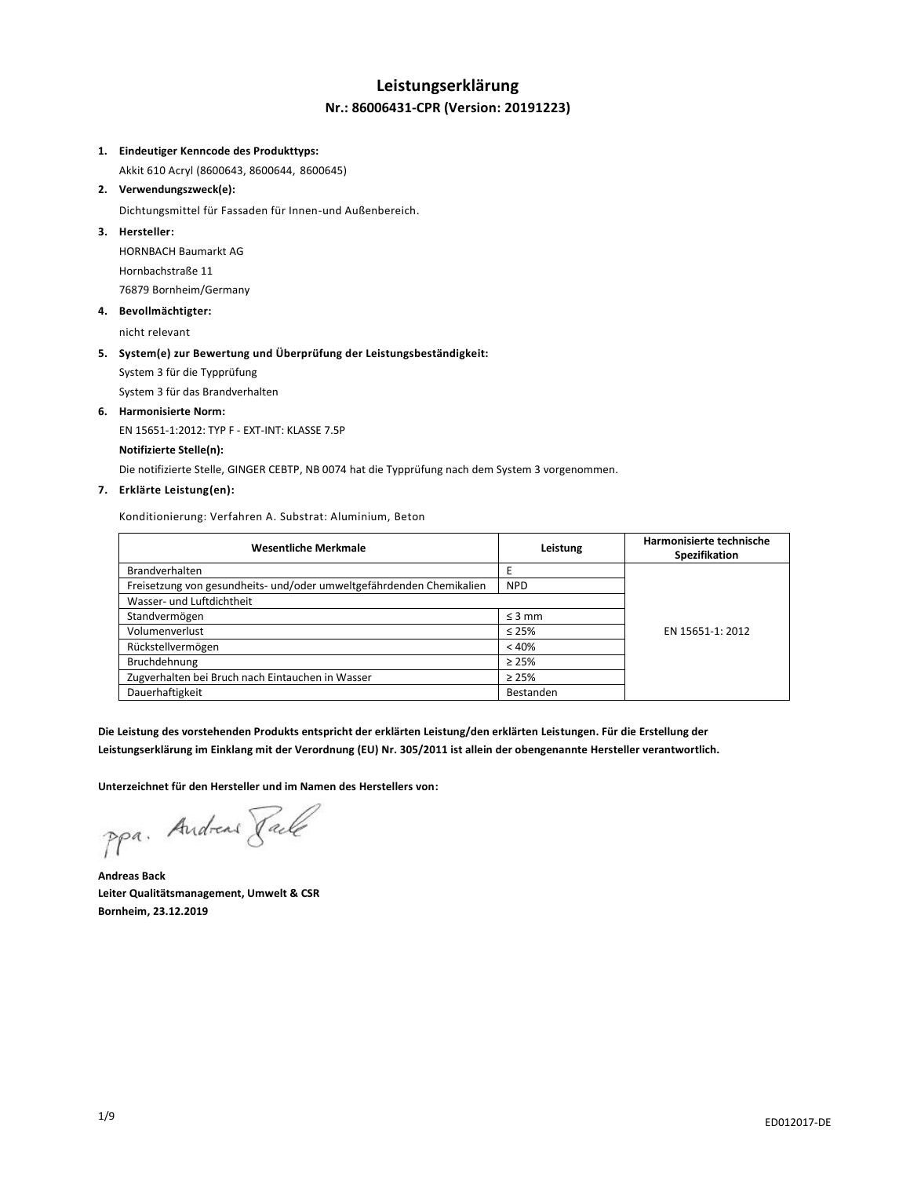# Leistungserklärung

## Nr.: 86006431-CPR (Version: 20191223)

1. **Eindeutiger Kenncode des Produkttyps:**

   Akkit 610 Acryl (8600643, 8600644, 8600645)

2. **Verwendungszweck(e):**

   Dichtungsmittel für Fassaden für Innen-und Außenbereich.

3. **Hersteller:**

   HORNBACH Baumarkt AG

   Hornbachstraße 11

   76879 Bornheim/Germany

4. **Bevollmächtigter:**

   nicht relevant

5. **System(e) zur Bewertung und Überprüfung der Leistungsbeständigkeit:**

   System 3 für die Typprüfung

   System 3 für das Brandverhalten

6. **Harmonisierte Norm:**

   EN 15651-1:2012: TYP F - EXT-INT: KLASSE 7.5P

   **Notifizierte Stelle(n):**

   Die notifizierte Stelle, GINGER CEBTP, NB 0074 hat die Typprüfung nach dem System 3 vorgenommen.

7. **Erklärte Leistung(en):**

   Konditionierung: Verfahren A. Substrat: Aluminium, Beton

| Wesentliche Merkmale | Leistung | Harmonisierte technische Spezifikation |
|---|---|---|
| Brandverhalten | E | EN 15651-1: 2012 |
| Freisetzung von gesundheits- und/oder umweltgefährdenden Chemikalien | NPD | |
| Wasser- und Luftdichtheit | | |
| Standvermögen | ≤ 3 mm | |
| Volumenverlust | ≤ 25% | |
| Rückstellvermögen | < 40% | |
| Bruchdehnung | ≥ 25% | |
| Zugverhalten bei Bruch nach Eintauchen in Wasser | ≥ 25% | |
| Dauerhaftigkeit | Bestanden | |

**Die Leistung des vorstehenden Produkts entspricht der erklärten Leistung/den erklärten Leistungen. Für die Erstellung der Leistungserklärung im Einklang mit der Verordnung (EU) Nr. 305/2011 ist allein der obengenannte Hersteller verantwortlich.**

**Unterzeichnet für den Hersteller und im Namen des Herstellers von:**

ppa. Andreas Back

**Andreas Back**
**Leiter Qualitätsmanagement, Umwelt & CSR**
**Bornheim, 23.12.2019**

ED012017-DE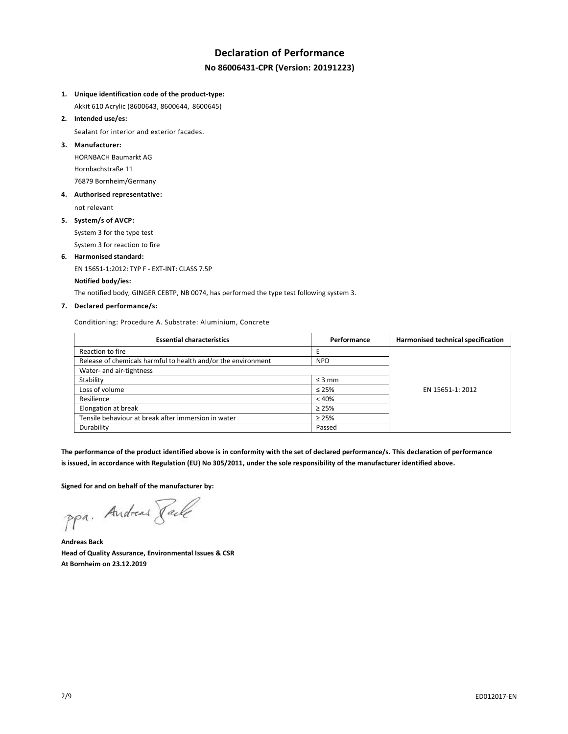# Declaration of Performance

## No 86006431-CPR (Version: 20191223)

1. **Unique identification code of the product-type:**
   Akkit 610 Acrylic (8600643, 8600644, 8600645)
2. **Intended use/es:**
   Sealant for interior and exterior facades.
3. **Manufacturer:**
   HORNBACH Baumarkt AG
   Hornbachstraße 11
   76879 Bornheim/Germany
4. **Authorised representative:**
   not relevant
5. **System/s of AVCP:**
   System 3 for the type test
   System 3 for reaction to fire
6. **Harmonised standard:**
   EN 15651-1:2012: TYP F - EXT-INT: CLASS 7.5P
   **Notified body/ies:**
   The notified body, GINGER CEBTP, NB 0074, has performed the type test following system 3.
7. **Declared performance/s:**

Conditioning: Procedure A. Substrate: Aluminium, Concrete

| Essential characteristics | Performance | Harmonised technical specification |
|---|---|---|
| Reaction to fire | E | EN 15651-1: 2012 |
| Release of chemicals harmful to health and/or the environment | NPD | |
| Water- and air-tightness | | |
| Stability | ≤ 3 mm | |
| Loss of volume | ≤ 25% | |
| Resilience | < 40% | |
| Elongation at break | ≥ 25% | |
| Tensile behaviour at break after immersion in water | ≥ 25% | |
| Durability | Passed | |

**The performance of the product identified above is in conformity with the set of declared performance/s. This declaration of performance is issued, in accordance with Regulation (EU) No 305/2011, under the sole responsibility of the manufacturer identified above.**

**Signed for and on behalf of the manufacturer by:**

ppa. Andreas Back

**Andreas Back**
**Head of Quality Assurance, Environmental Issues & CSR**
**At Bornheim on 23.12.2019**

ED012017-EN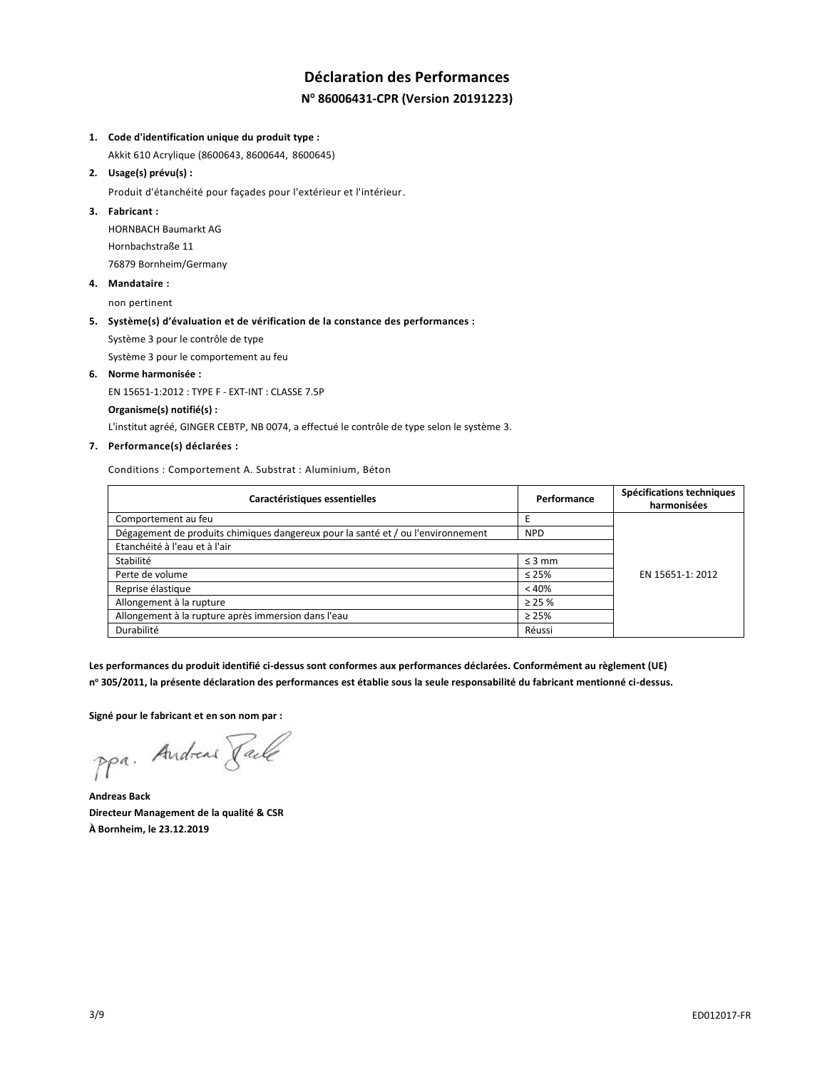# Déclaration des Performances

## N° 86006431-CPR (Version 20191223)

1. **Code d'identification unique du produit type :**
   Akkit 610 Acrylique (8600643, 8600644, 8600645)
2. **Usage(s) prévu(s) :**
   Produit d'étanchéité pour façades pour l'extérieur et l'intérieur.
3. **Fabricant :**
   HORNBACH Baumarkt AG
   Hornbachstraße 11
   76879 Bornheim/Germany
4. **Mandataire :**
   non pertinent
5. **Système(s) d'évaluation et de vérification de la constance des performances :**
   Système 3 pour le contrôle de type
   Système 3 pour le comportement au feu
6. **Norme harmonisée :**
   EN 15651-1:2012 : TYPE F - EXT-INT : CLASSE 7.5P
   **Organisme(s) notifié(s) :**
   L'institut agréé, GINGER CEBTP, NB 0074, a effectué le contrôle de type selon le système 3.
7. **Performance(s) déclarées :**

   Conditions : Comportement A. Substrat : Aluminium, Béton

| Caractéristiques essentielles | Performance | Spécifications techniques harmonisées |
|---|---|---|
| Comportement au feu | E | EN 15651-1: 2012 |
| Dégagement de produits chimiques dangereux pour la santé et / ou l'environnement | NPD | |
| Etanchéité à l'eau et à l'air | | |
| Stabilité | ≤ 3 mm | |
| Perte de volume | ≤ 25% | |
| Reprise élastique | < 40% | |
| Allongement à la rupture | ≥ 25 % | |
| Allongement à la rupture après immersion dans l'eau | ≥ 25% | |
| Durabilité | Réussi | |

**Les performances du produit identifié ci-dessus sont conformes aux performances déclarées. Conformément au règlement (UE) n° 305/2011, la présente déclaration des performances est établie sous la seule responsabilité du fabricant mentionné ci-dessus.**

**Signé pour le fabricant et en son nom par :**

ppa. Andreas Back

**Andreas Back**
**Directeur Management de la qualité & CSR**
**À Bornheim, le 23.12.2019**

ED012017-FR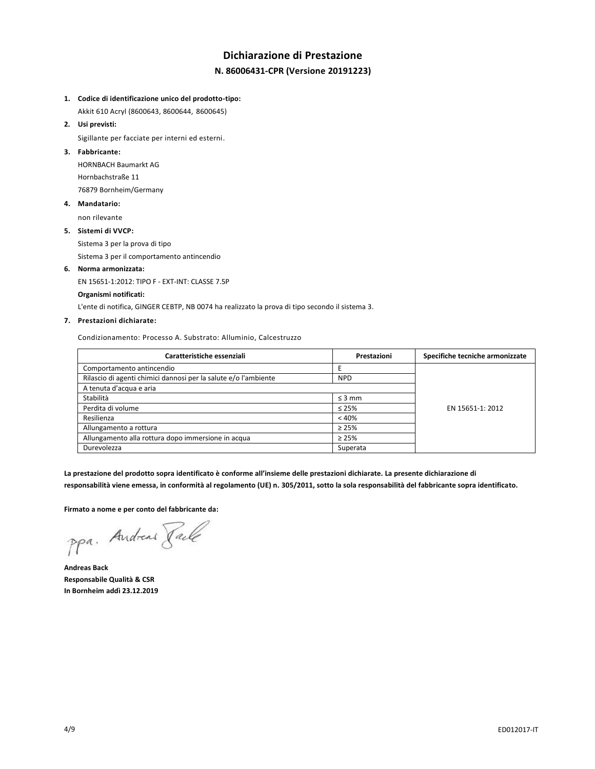# Dichiarazione di Prestazione

## N. 86006431-CPR (Versione 20191223)

1. **Codice di identificazione unico del prodotto-tipo:**
   Akkit 610 Acryl (8600643, 8600644, 8600645)
2. **Usi previsti:**
   Sigillante per facciate per interni ed esterni.
3. **Fabbricante:**
   HORNBACH Baumarkt AG
   Hornbachstraße 11
   76879 Bornheim/Germany
4. **Mandatario:**
   non rilevante
5. **Sistemi di VVCP:**
   Sistema 3 per la prova di tipo
   Sistema 3 per il comportamento antincendio
6. **Norma armonizzata:**
   EN 15651-1:2012: TIPO F - EXT-INT: CLASSE 7.5P
   **Organismi notificati:**
   L'ente di notifica, GINGER CEBTP, NB 0074 ha realizzato la prova di tipo secondo il sistema 3.
7. **Prestazioni dichiarate:**

Condizionamento: Processo A. Substrato: Alluminio, Calcestruzzo

| Caratteristiche essenziali | Prestazioni | Specifiche tecniche armonizzate |
|---|---|---|
| Comportamento antincendio | E | EN 15651-1: 2012 |
| Rilascio di agenti chimici dannosi per la salute e/o l'ambiente | NPD | |
| A tenuta d'acqua e aria | | |
| Stabilità | ≤ 3 mm | |
| Perdita di volume | ≤ 25% | |
| Resilienza | < 40% | |
| Allungamento a rottura | ≥ 25% | |
| Allungamento alla rottura dopo immersione in acqua | ≥ 25% | |
| Durevolezza | Superata | |

**La prestazione del prodotto sopra identificato è conforme all'insieme delle prestazioni dichiarate. La presente dichiarazione di responsabilità viene emessa, in conformità al regolamento (UE) n. 305/2011, sotto la sola responsabilità del fabbricante sopra identificato.**

**Firmato a nome e per conto del fabbricante da:**

ppa. Andreas Back

**Andreas Back**
**Responsabile Qualità & CSR**
**In Bornheim addì 23.12.2019**

ED012017-IT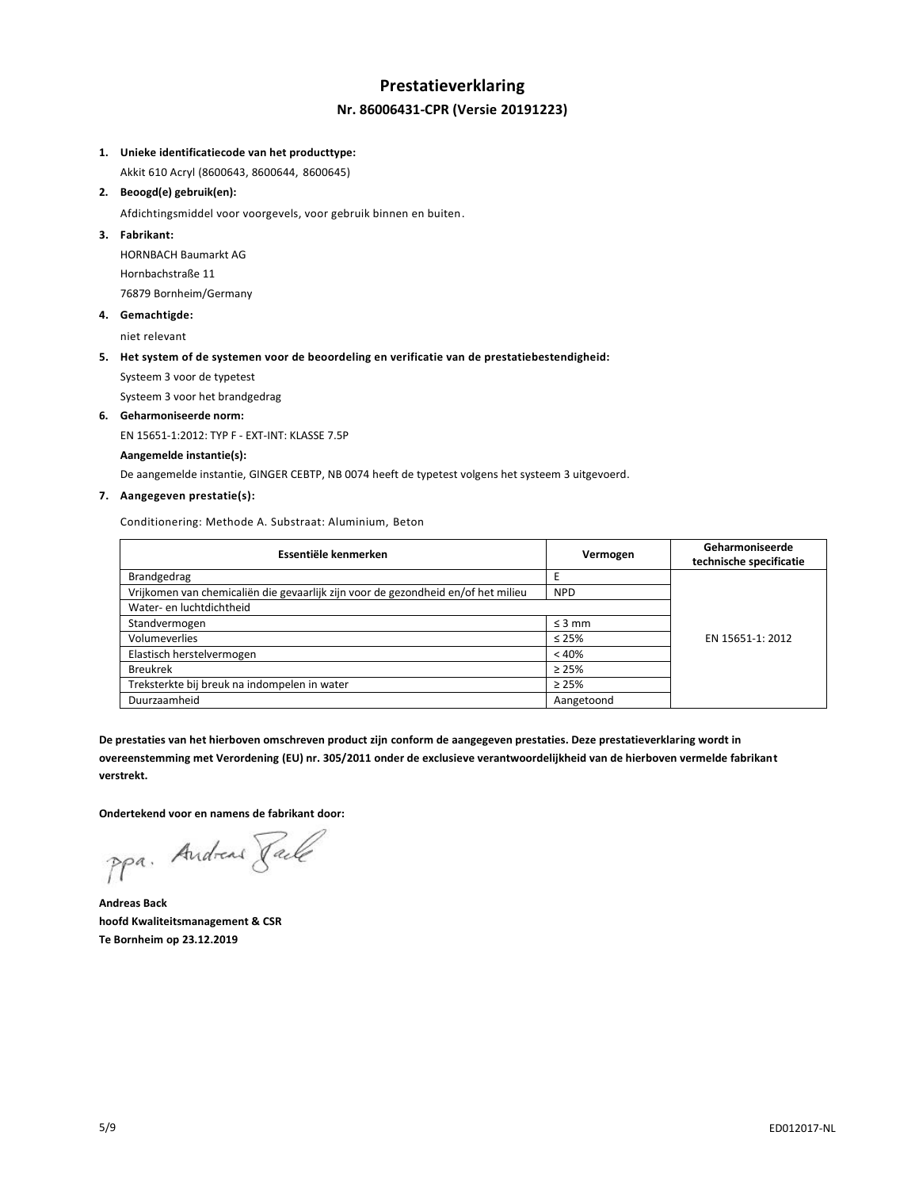# Prestatieverklaring

## Nr. 86006431-CPR (Versie 20191223)

1. **Unieke identificatiecode van het producttype:**

   Akkit 610 Acryl (8600643, 8600644, 8600645)

2. **Beoogd(e) gebruik(en):**

   Afdichtingsmiddel voor voorgevels, voor gebruik binnen en buiten.

3. **Fabrikant:**

   HORNBACH Baumarkt AG
   Hornbachstraße 11
   76879 Bornheim/Germany

4. **Gemachtigde:**

   niet relevant

5. **Het system of de systemen voor de beoordeling en verificatie van de prestatiebestendigheid:**

   Systeem 3 voor de typetest
   Systeem 3 voor het brandgedrag

6. **Geharmoniseerde norm:**

   EN 15651-1:2012: TYP F - EXT-INT: KLASSE 7.5P

   **Aangemelde instantie(s):**

   De aangemelde instantie, GINGER CEBTP, NB 0074 heeft de typetest volgens het systeem 3 uitgevoerd.

7. **Aangegeven prestatie(s):**

   Conditionering: Methode A. Substraat: Aluminium, Beton

| Essentiële kenmerken | Vermogen | Geharmoniseerde technische specificatie |
|---|---|---|
| Brandgedrag | E | EN 15651-1: 2012 |
| Vrijkomen van chemicaliën die gevaarlijk zijn voor de gezondheid en/of het milieu | NPD | |
| Water- en luchtdichtheid | | |
| Standvermogen | ≤ 3 mm | |
| Volumeverlies | ≤ 25% | |
| Elastisch herstelvermogen | < 40% | |
| Breukrek | ≥ 25% | |
| Treksterkte bij breuk na indompelen in water | ≥ 25% | |
| Duurzaamheid | Aangetoond | |

**De prestaties van het hierboven omschreven product zijn conform de aangegeven prestaties. Deze prestatieverklaring wordt in overeenstemming met Verordening (EU) nr. 305/2011 onder de exclusieve verantwoordelijkheid van de hierboven vermelde fabrikant verstrekt.**

**Ondertekend voor en namens de fabrikant door:**

ppa. Andreas Back

**Andreas Back**
**hoofd Kwaliteitsmanagement & CSR**
**Te Bornheim op 23.12.2019**

ED012017-NL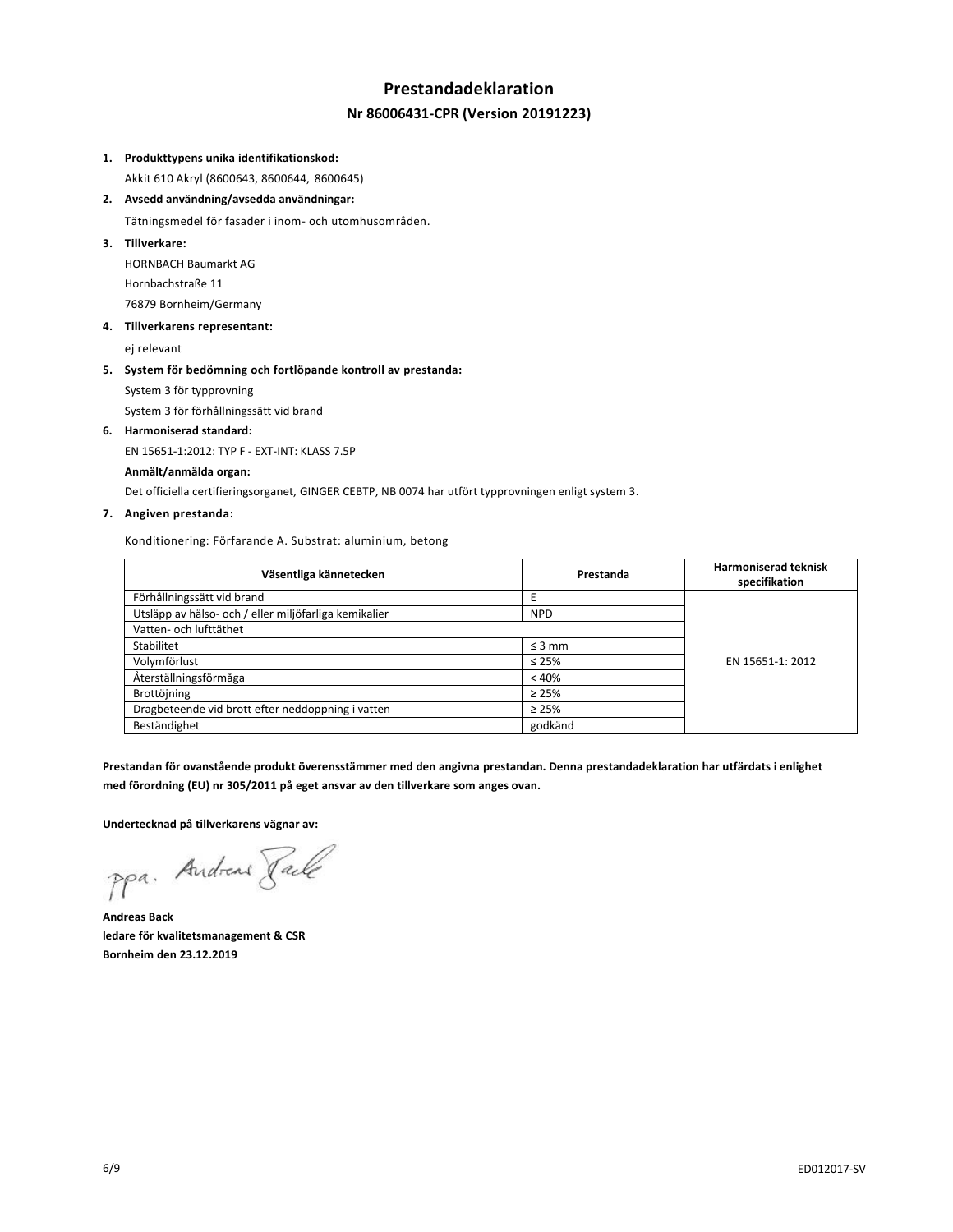# Prestandadeklaration

## Nr 86006431-CPR (Version 20191223)

1. **Produkttypens unika identifikationskod:**

   Akkit 610 Akryl (8600643, 8600644, 8600645)

2. **Avsedd användning/avsedda användningar:**

   Tätningsmedel för fasader i inom- och utomhusområden.

3. **Tillverkare:**

   HORNBACH Baumarkt AG

   Hornbachstraße 11

   76879 Bornheim/Germany

4. **Tillverkarens representant:**

   ej relevant

5. **System för bedömning och fortlöpande kontroll av prestanda:**

   System 3 för typprovning

   System 3 för förhållningssätt vid brand

6. **Harmoniserad standard:**

   EN 15651-1:2012: TYP F - EXT-INT: KLASS 7.5P

   **Anmält/anmälda organ:**

   Det officiella certifieringsorganet, GINGER CEBTP, NB 0074 har utfört typprovningen enligt system 3.

7. **Angiven prestanda:**

   Konditionering: Förfarande A. Substrat: aluminium, betong

| Väsentliga kännetecken | Prestanda | Harmoniserad teknisk specifikation |
|---|---|---|
| Förhållningssätt vid brand | E | EN 15651-1: 2012 |
| Utsläpp av hälso- och / eller miljöfarliga kemikalier | NPD | |
| Vatten- och lufttäthet | | |
| Stabilitet | ≤ 3 mm | |
| Volymförlust | ≤ 25% | |
| Återställningsförmåga | < 40% | |
| Brottöjning | ≥ 25% | |
| Dragbeteende vid brott efter neddoppning i vatten | ≥ 25% | |
| Beständighet | godkänd | |

**Prestandan för ovanstående produkt överensstämmer med den angivna prestandan. Denna prestandadeklaration har utfärdats i enlighet med förordning (EU) nr 305/2011 på eget ansvar av den tillverkare som anges ovan.**

**Undertecknad på tillverkarens vägnar av:**

ppa. Andreas Back

**Andreas Back**
**ledare för kvalitetsmanagement & CSR**
**Bornheim den 23.12.2019**

ED012017-SV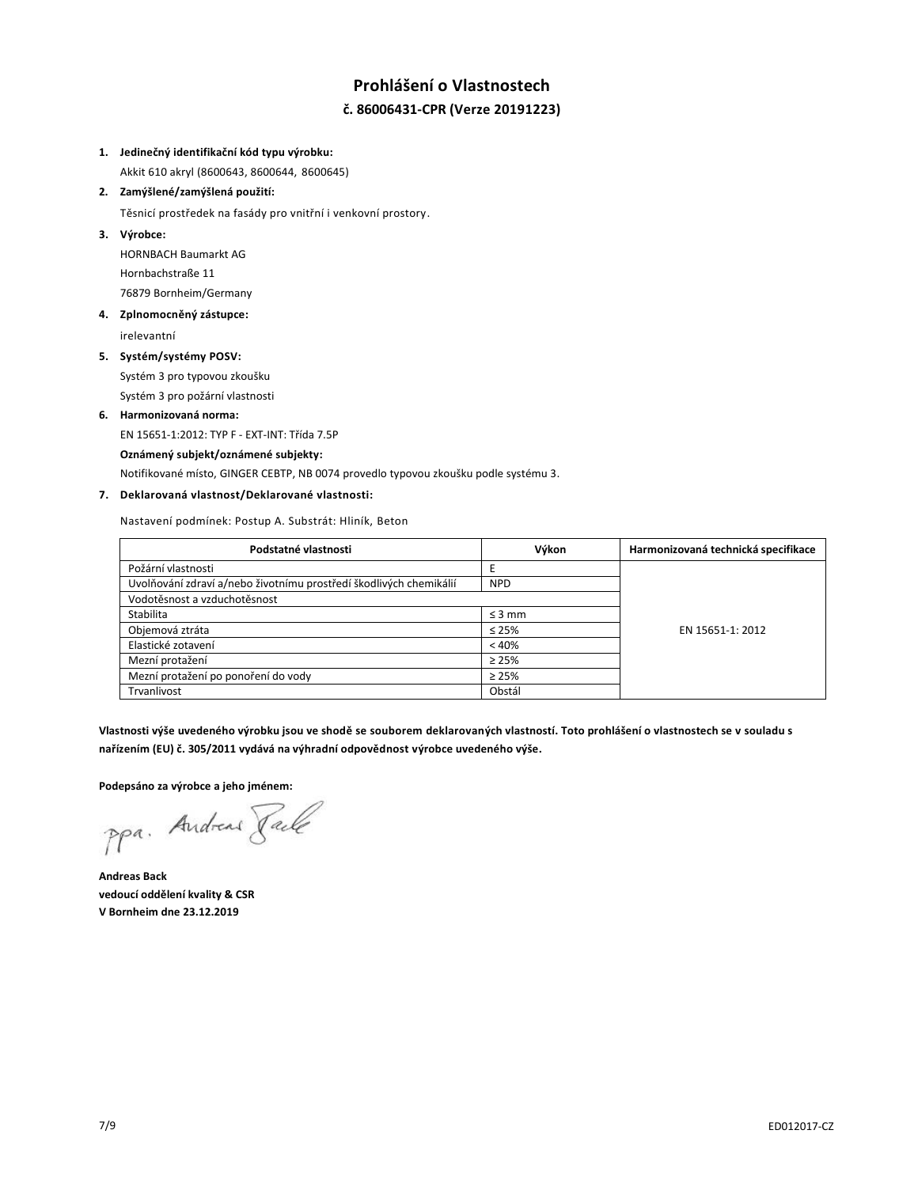# Prohlášení o Vlastnostech

## č. 86006431-CPR (Verze 20191223)

1. **Jedinečný identifikační kód typu výrobku:**

   Akkit 610 akryl (8600643, 8600644, 8600645)

2. **Zamýšlené/zamýšlená použití:**

   Těsnicí prostředek na fasády pro vnitřní i venkovní prostory.

3. **Výrobce:**

   HORNBACH Baumarkt AG

   Hornbachstraße 11

   76879 Bornheim/Germany

4. **Zplnomocněný zástupce:**

   irelevantní

5. **Systém/systémy POSV:**

   Systém 3 pro typovou zkoušku

   Systém 3 pro požární vlastnosti

6. **Harmonizovaná norma:**

   EN 15651-1:2012: TYP F - EXT-INT: Třída 7.5P

   **Oznámený subjekt/oznámené subjekty:**

   Notifikované místo, GINGER CEBTP, NB 0074 provedlo typovou zkoušku podle systému 3.

7. **Deklarovaná vlastnost/Deklarované vlastnosti:**

   Nastavení podmínek: Postup A. Substrát: Hliník, Beton

| Podstatné vlastnosti | Výkon | Harmonizovaná technická specifikace |
|---|---|---|
| Požární vlastnosti | E | EN 15651-1: 2012 |
| Uvolňování zdraví a/nebo životnímu prostředí škodlivých chemikálií | NPD | |
| Vodotěsnost a vzduchotěsnost | | |
| Stabilita | ≤ 3 mm | |
| Objemová ztráta | ≤ 25% | |
| Elastické zotavení | < 40% | |
| Mezní protažení | ≥ 25% | |
| Mezní protažení po ponoření do vody | ≥ 25% | |
| Trvanlivost | Obstál | |

**Vlastnosti výše uvedeného výrobku jsou ve shodě se souborem deklarovaných vlastností. Toto prohlášení o vlastnostech se v souladu s nařízením (EU) č. 305/2011 vydává na výhradní odpovědnost výrobce uvedeného výše.**

**Podepsáno za výrobce a jeho jménem:**

ppa. Andreas Back

**Andreas Back**
**vedoucí oddělení kvality & CSR**
**V Bornheim dne 23.12.2019**

ED012017-CZ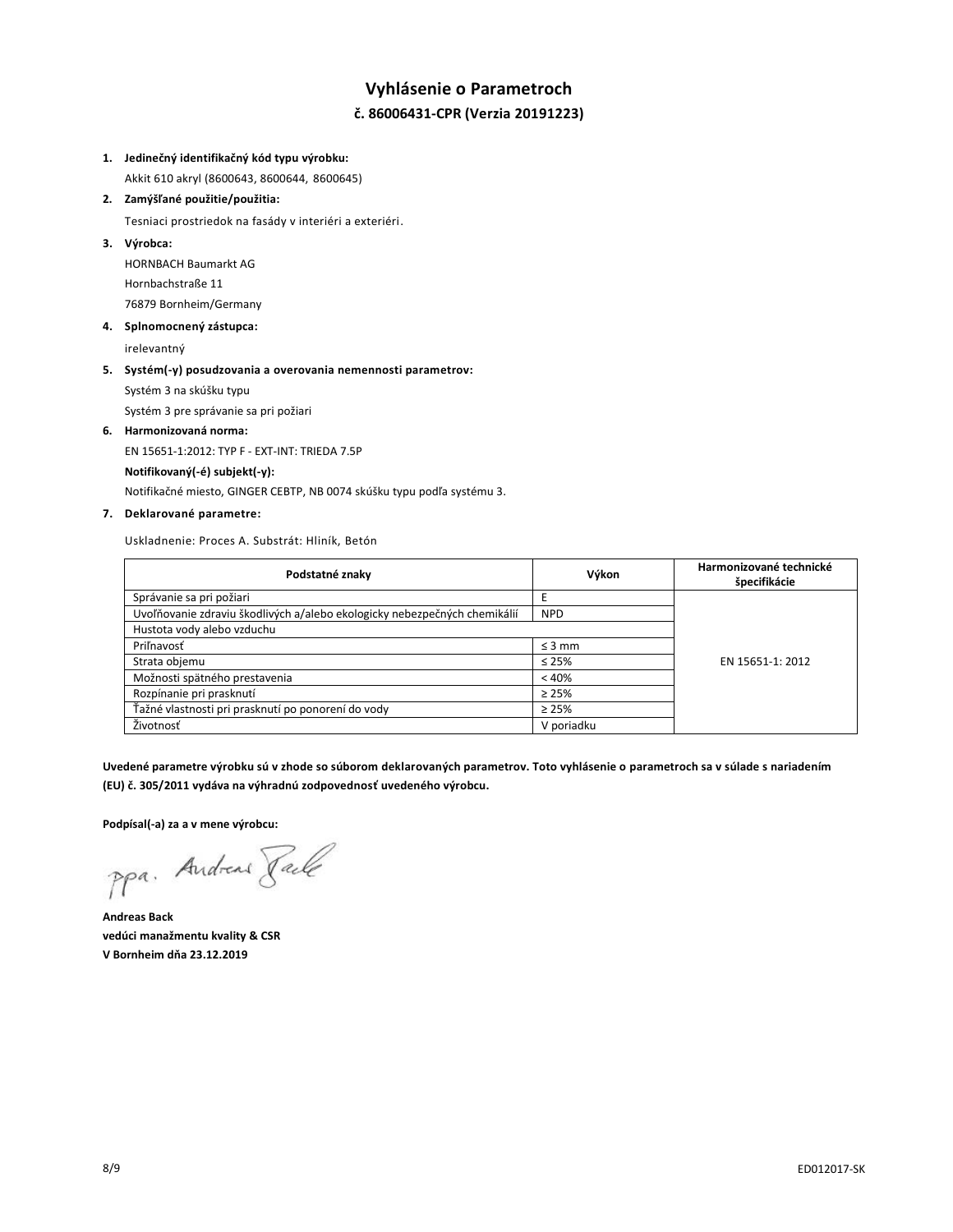# Vyhlásenie o Parametroch

## č. 86006431-CPR (Verzia 20191223)

1. **Jedinečný identifikačný kód typu výrobku:**
   Akkit 610 akryl (8600643, 8600644, 8600645)
2. **Zamýšľané použitie/použitia:**
   Tesniaci prostriedok na fasády v interiéri a exteriéri.
3. **Výrobca:**
   HORNBACH Baumarkt AG
   Hornbachstraße 11
   76879 Bornheim/Germany
4. **Splnomocnený zástupca:**
   irelevantný
5. **Systém(-y) posudzovania a overovania nemennosti parametrov:**
   Systém 3 na skúšku typu
   Systém 3 pre správanie sa pri požiari
6. **Harmonizovaná norma:**
   EN 15651-1:2012: TYP F - EXT-INT: TRIEDA 7.5P
   **Notifikovaný(-é) subjekt(-y):**
   Notifikačné miesto, GINGER CEBTP, NB 0074 skúšku typu podľa systému 3.
7. **Deklarované parametre:**

Uskladnenie: Proces A. Substrát: Hliník, Betón

| Podstatné znaky | Výkon | Harmonizované technické špecifikácie |
|---|---|---|
| Správanie sa pri požiari | E | EN 15651-1: 2012 |
| Uvoľňovanie zdraviu škodlivých a/alebo ekologicky nebezpečných chemikálií | NPD | |
| Hustota vody alebo vzduchu | | |
| Priľnavosť | ≤ 3 mm | |
| Strata objemu | ≤ 25% | |
| Možnosti spätného prestavenia | < 40% | |
| Rozpínanie pri prasknutí | ≥ 25% | |
| Ťažné vlastnosti pri prasknutí po ponorení do vody | ≥ 25% | |
| Životnosť | V poriadku | |

**Uvedené parametre výrobku sú v zhode so súborom deklarovaných parametrov. Toto vyhlásenie o parametroch sa v súlade s nariadením (EU) č. 305/2011 vydáva na výhradnú zodpovednosť uvedeného výrobcu.**

**Podpísal(-a) za a v mene výrobcu:**

ppa. Andreas Back

**Andreas Back**
**vedúci manažmentu kvality & CSR**
**V Bornheim dňa 23.12.2019**

ED012017-SK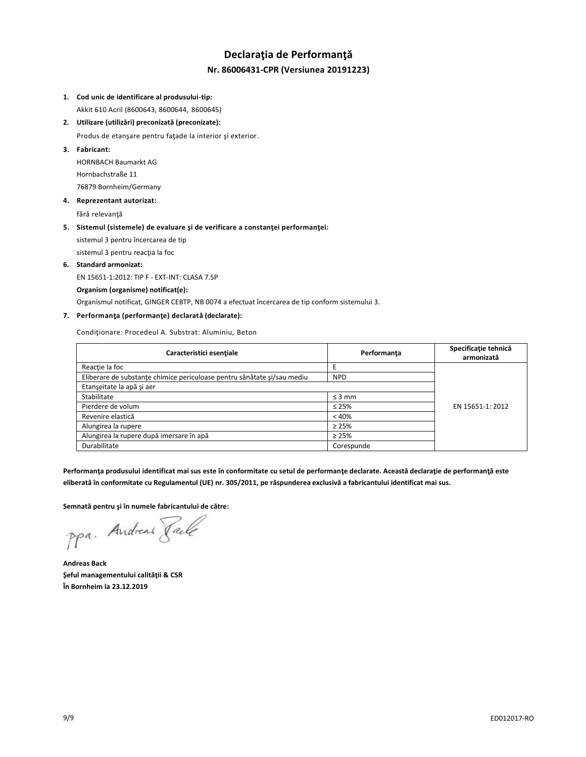# Declaraţia de Performanţă

## Nr. 86006431-CPR (Versiunea 20191223)

1. **Cod unic de identificare al produsului-tip:**
   Akkit 610 Acril (8600643, 8600644, 8600645)
2. **Utilizare (utilizări) preconizată (preconizate):**
   Produs de etanşare pentru faţade la interior şi exterior.
3. **Fabricant:**
   HORNBACH Baumarkt AG
   Hornbachstraße 11
   76879 Bornheim/Germany
4. **Reprezentant autorizat:**
   fără relevanţă
5. **Sistemul (sistemele) de evaluare şi de verificare a constanţei performanţei:**
   sistemul 3 pentru încercarea de tip
   sistemul 3 pentru reacţia la foc
6. **Standard armonizat:**
   EN 15651-1:2012: TIP F - EXT-INT: CLASA 7.5P
   **Organism (organisme) notificat(e):**
   Organismul notificat, GINGER CEBTP, NB 0074 a efectuat încercarea de tip conform sistemului 3.
7. **Performanţa (performanţe) declarată (declarate):**

Condiţionare: Procedeul A. Substrat: Aluminiu, Beton

| Caracteristici esenţiale | Performanţa | Specificaţie tehnică armonizată |
|---|---|---|
| Reacţie la foc | E | EN 15651-1: 2012 |
| Eliberare de substanţe chimice periculoase pentru sănătate şi/sau mediu | NPD | |
| Etanşeitate la apă şi aer | | |
| Stabilitate | ≤ 3 mm | |
| Pierdere de volum | ≤ 25% | |
| Revenire elastică | < 40% | |
| Alungirea la rupere | ≥ 25% | |
| Alungirea la rupere după imersare în apă | ≥ 25% | |
| Durabilitate | Corespunde | |

**Performanţa produsului identificat mai sus este în conformitate cu setul de performanţe declarate. Această declaraţie de performanţă este eliberată în conformitate cu Regulamentul (UE) nr. 305/2011, pe răspunderea exclusivă a fabricantului identificat mai sus.**

**Semnată pentru şi în numele fabricantului de către:**

ppa. Andreas Back

**Andreas Back**
**Şeful managementului calităţii & CSR**
**În Bornheim la 23.12.2019**

ED012017-RO